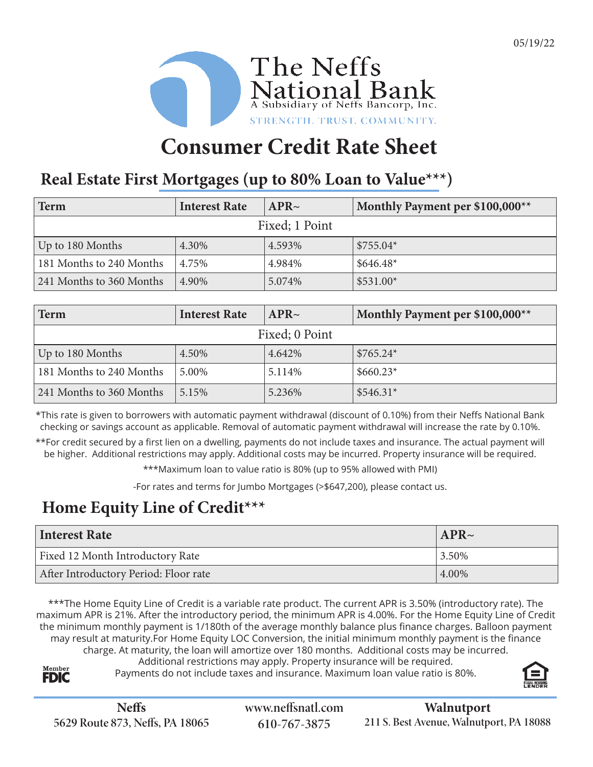05/19/22

# The Neffs National Bank

A Subsidiary of Neffs Bancorp, Inc.

STRENGTH. TRUST. COMMUNITY.

# Consumer Credit Rate Sheet

## Real Estate First Mortgages (up to 80% Loan to Value***)

| Term | Interest Rate | APR~ | Monthly Payment per $100,000** |
|---|---|---|---|
| Fixed; 1 Point | | | |
| Up to 180 Months | 4.30% | 4.593% | $755.04* |
| 181 Months to 240 Months | 4.75% | 4.984% | $646.48* |
| 241 Months to 360 Months | 4.90% | 5.074% | $531.00* |

| Term | Interest Rate | APR~ | Monthly Payment per $100,000** |
|---|---|---|---|
| Fixed; 0 Point | | | |
| Up to 180 Months | 4.50% | 4.642% | $765.24* |
| 181 Months to 240 Months | 5.00% | 5.114% | $660.23* |
| 241 Months to 360 Months | 5.15% | 5.236% | $546.31* |

*This rate is given to borrowers with automatic payment withdrawal (discount of 0.10%) from their Neffs National Bank checking or savings account as applicable. Removal of automatic payment withdrawal will increase the rate by 0.10%.

**For credit secured by a first lien on a dwelling, payments do not include taxes and insurance. The actual payment will be higher. Additional restrictions may apply. Additional costs may be incurred. Property insurance will be required.

***Maximum loan to value ratio is 80% (up to 95% allowed with PMI)

-For rates and terms for Jumbo Mortgages (>$647,200), please contact us.

## Home Equity Line of Credit***

| Interest Rate | APR~ |
|---|---|
| Fixed 12 Month Introductory Rate | 3.50% |
| After Introductory Period: Floor rate | 4.00% |

***The Home Equity Line of Credit is a variable rate product. The current APR is 3.50% (introductory rate). The maximum APR is 21%. After the introductory period, the minimum APR is 4.00%. For the Home Equity Line of Credit the minimum monthly payment is 1/180th of the average monthly balance plus finance charges. Balloon payment may result at maturity.For Home Equity LOC Conversion, the initial minimum monthly payment is the finance charge. At maturity, the loan will amortize over 180 months. Additional costs may be incurred. Additional restrictions may apply. Property insurance will be required. Payments do not include taxes and insurance. Maximum loan value ratio is 80%.

Member FDIC

EQUAL HOUSING LENDER

**Neffs**
5629 Route 873, Neffs, PA 18065

www.neffsnatl.com
610-767-3875

**Walnutport**
211 S. Best Avenue, Walnutport, PA 18088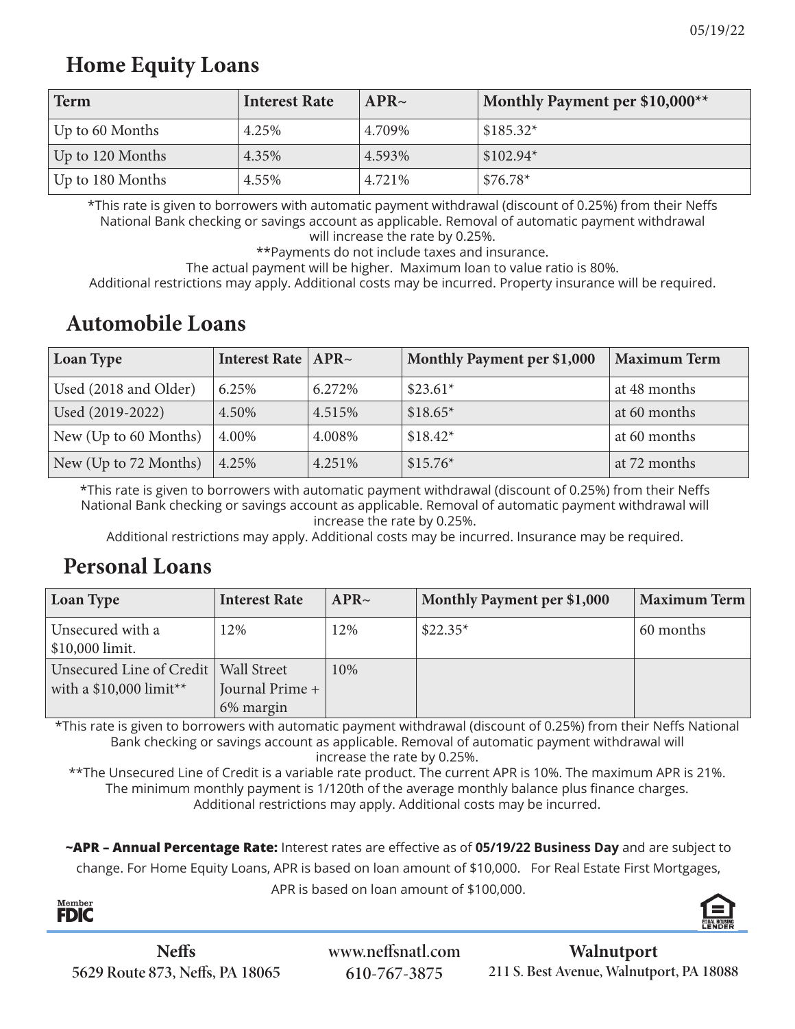05/19/22

## Home Equity Loans

| Term | Interest Rate | APR~ | Monthly Payment per $10,000** |
|---|---|---|---|
| Up to 60 Months | 4.25% | 4.709% | $185.32* |
| Up to 120 Months | 4.35% | 4.593% | $102.94* |
| Up to 180 Months | 4.55% | 4.721% | $76.78* |

*This rate is given to borrowers with automatic payment withdrawal (discount of 0.25%) from their Neffs National Bank checking or savings account as applicable. Removal of automatic payment withdrawal will increase the rate by 0.25%.

**Payments do not include taxes and insurance.

The actual payment will be higher. Maximum loan to value ratio is 80%.

Additional restrictions may apply. Additional costs may be incurred. Property insurance will be required.

## Automobile Loans

| Loan Type | Interest Rate | APR~ | Monthly Payment per $1,000 | Maximum Term |
|---|---|---|---|---|
| Used (2018 and Older) | 6.25% | 6.272% | $23.61* | at 48 months |
| Used (2019-2022) | 4.50% | 4.515% | $18.65* | at 60 months |
| New (Up to 60 Months) | 4.00% | 4.008% | $18.42* | at 60 months |
| New (Up to 72 Months) | 4.25% | 4.251% | $15.76* | at 72 months |

*This rate is given to borrowers with automatic payment withdrawal (discount of 0.25%) from their Neffs National Bank checking or savings account as applicable. Removal of automatic payment withdrawal will increase the rate by 0.25%.

Additional restrictions may apply. Additional costs may be incurred. Insurance may be required.

## Personal Loans

| Loan Type | Interest Rate | APR~ | Monthly Payment per $1,000 | Maximum Term |
|---|---|---|---|---|
| Unsecured with a $10,000 limit. | 12% | 12% | $22.35* | 60 months |
| Unsecured Line of Credit with a $10,000 limit** | Wall Street Journal Prime + 6% margin | 10% | | |

*This rate is given to borrowers with automatic payment withdrawal (discount of 0.25%) from their Neffs National Bank checking or savings account as applicable. Removal of automatic payment withdrawal will increase the rate by 0.25%.

**The Unsecured Line of Credit is a variable rate product. The current APR is 10%. The maximum APR is 21%. The minimum monthly payment is 1/120th of the average monthly balance plus finance charges. Additional restrictions may apply. Additional costs may be incurred.

**~APR – Annual Percentage Rate:** Interest rates are effective as of **05/19/22 Business Day** and are subject to change. For Home Equity Loans, APR is based on loan amount of $10,000. For Real Estate First Mortgages, APR is based on loan amount of $100,000.

Member FDIC

Equal Housing Lender

**Neffs**
5629 Route 873, Neffs, PA 18065

www.neffsnatl.com
610-767-3875

**Walnutport**
211 S. Best Avenue, Walnutport, PA 18088